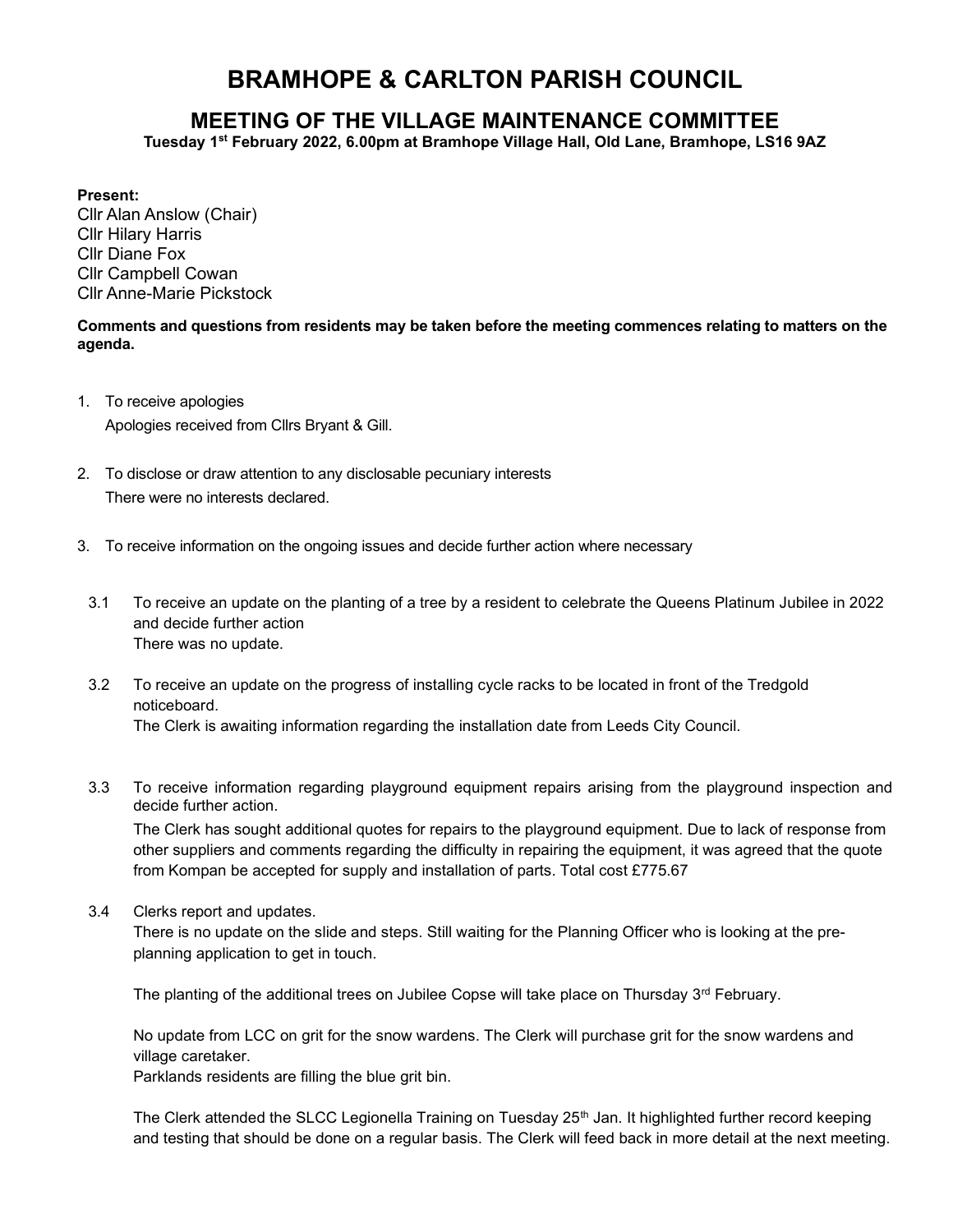# BRAMHOPE & CARLTON PARISH COUNCIL

## MEETING OF THE VILLAGE MAINTENANCE COMMITTEE

**Tuesday 1st February 2022, 6.00pm at Bramhope Village Hall, Old Lane, Bramhope, LS16 9AZ**

**Present:**
Cllr Alan Anslow (Chair)
Cllr Hilary Harris
Cllr Diane Fox
Cllr Campbell Cowan
Cllr Anne-Marie Pickstock

**Comments and questions from residents may be taken before the meeting commences relating to matters on the agenda.**

1. To receive apologies
   Apologies received from Cllrs Bryant & Gill.

2. To disclose or draw attention to any disclosable pecuniary interests
   There were no interests declared.

3. To receive information on the ongoing issues and decide further action where necessary

   3.1 To receive an update on the planting of a tree by a resident to celebrate the Queens Platinum Jubilee in 2022 and decide further action
   There was no update.

   3.2 To receive an update on the progress of installing cycle racks to be located in front of the Tredgold noticeboard.
   The Clerk is awaiting information regarding the installation date from Leeds City Council.

   3.3 To receive information regarding playground equipment repairs arising from the playground inspection and decide further action.
   The Clerk has sought additional quotes for repairs to the playground equipment. Due to lack of response from other suppliers and comments regarding the difficulty in repairing the equipment, it was agreed that the quote from Kompan be accepted for supply and installation of parts. Total cost £775.67

   3.4 Clerks report and updates.
   There is no update on the slide and steps. Still waiting for the Planning Officer who is looking at the pre-planning application to get in touch.

   The planting of the additional trees on Jubilee Copse will take place on Thursday 3rd February.

   No update from LCC on grit for the snow wardens. The Clerk will purchase grit for the snow wardens and village caretaker.
   Parklands residents are filling the blue grit bin.

   The Clerk attended the SLCC Legionella Training on Tuesday 25th Jan. It highlighted further record keeping and testing that should be done on a regular basis. The Clerk will feed back in more detail at the next meeting.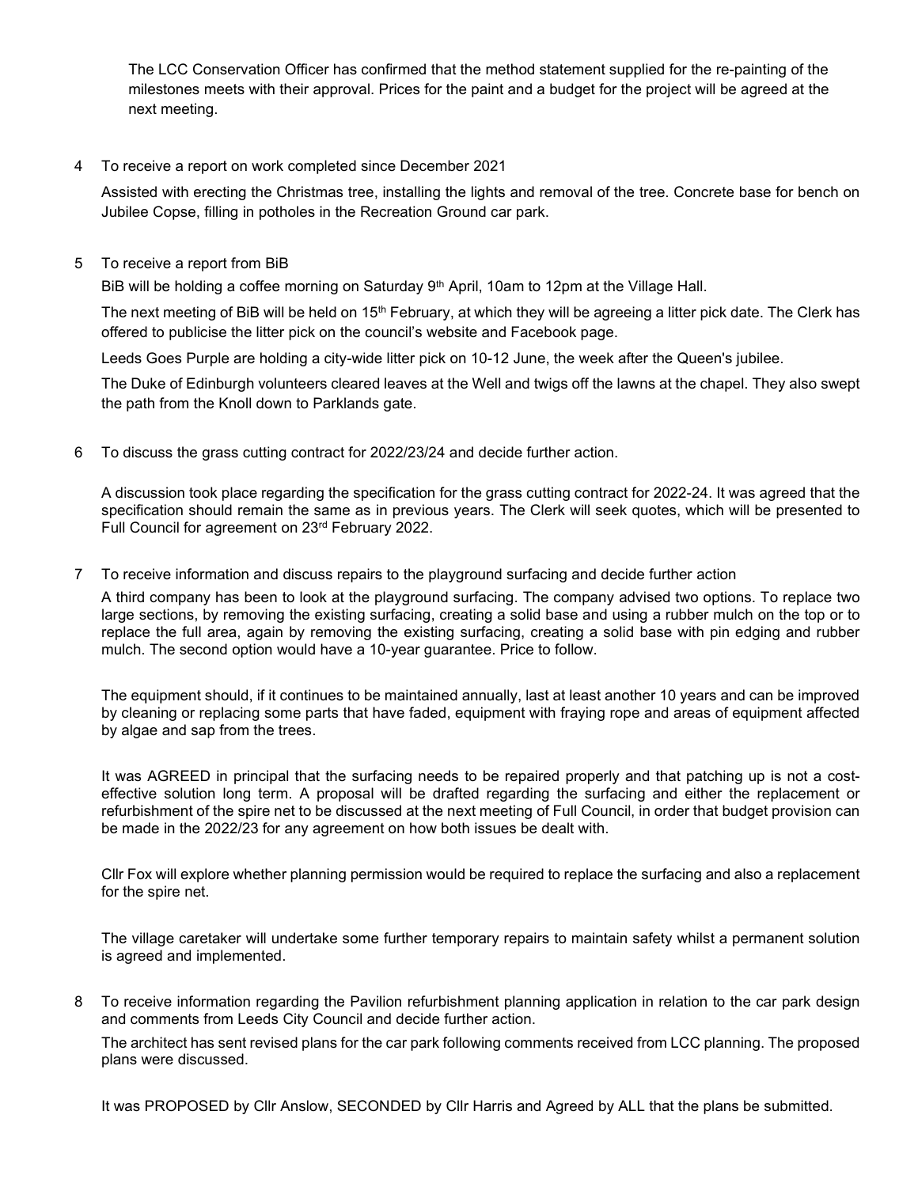The LCC Conservation Officer has confirmed that the method statement supplied for the re-painting of the milestones meets with their approval. Prices for the paint and a budget for the project will be agreed at the next meeting.

4 To receive a report on work completed since December 2021

Assisted with erecting the Christmas tree, installing the lights and removal of the tree. Concrete base for bench on Jubilee Copse, filling in potholes in the Recreation Ground car park.

5 To receive a report from BiB

BiB will be holding a coffee morning on Saturday 9th April, 10am to 12pm at the Village Hall.

The next meeting of BiB will be held on 15th February, at which they will be agreeing a litter pick date. The Clerk has offered to publicise the litter pick on the council's website and Facebook page.

Leeds Goes Purple are holding a city-wide litter pick on 10-12 June, the week after the Queen's jubilee.

The Duke of Edinburgh volunteers cleared leaves at the Well and twigs off the lawns at the chapel. They also swept the path from the Knoll down to Parklands gate.

6 To discuss the grass cutting contract for 2022/23/24 and decide further action.

A discussion took place regarding the specification for the grass cutting contract for 2022-24. It was agreed that the specification should remain the same as in previous years. The Clerk will seek quotes, which will be presented to Full Council for agreement on 23rd February 2022.

7 To receive information and discuss repairs to the playground surfacing and decide further action

A third company has been to look at the playground surfacing. The company advised two options. To replace two large sections, by removing the existing surfacing, creating a solid base and using a rubber mulch on the top or to replace the full area, again by removing the existing surfacing, creating a solid base with pin edging and rubber mulch. The second option would have a 10-year guarantee. Price to follow.

The equipment should, if it continues to be maintained annually, last at least another 10 years and can be improved by cleaning or replacing some parts that have faded, equipment with fraying rope and areas of equipment affected by algae and sap from the trees.

It was AGREED in principal that the surfacing needs to be repaired properly and that patching up is not a cost-effective solution long term. A proposal will be drafted regarding the surfacing and either the replacement or refurbishment of the spire net to be discussed at the next meeting of Full Council, in order that budget provision can be made in the 2022/23 for any agreement on how both issues be dealt with.

Cllr Fox will explore whether planning permission would be required to replace the surfacing and also a replacement for the spire net.

The village caretaker will undertake some further temporary repairs to maintain safety whilst a permanent solution is agreed and implemented.

8 To receive information regarding the Pavilion refurbishment planning application in relation to the car park design and comments from Leeds City Council and decide further action.

The architect has sent revised plans for the car park following comments received from LCC planning. The proposed plans were discussed.

It was PROPOSED by Cllr Anslow, SECONDED by Cllr Harris and Agreed by ALL that the plans be submitted.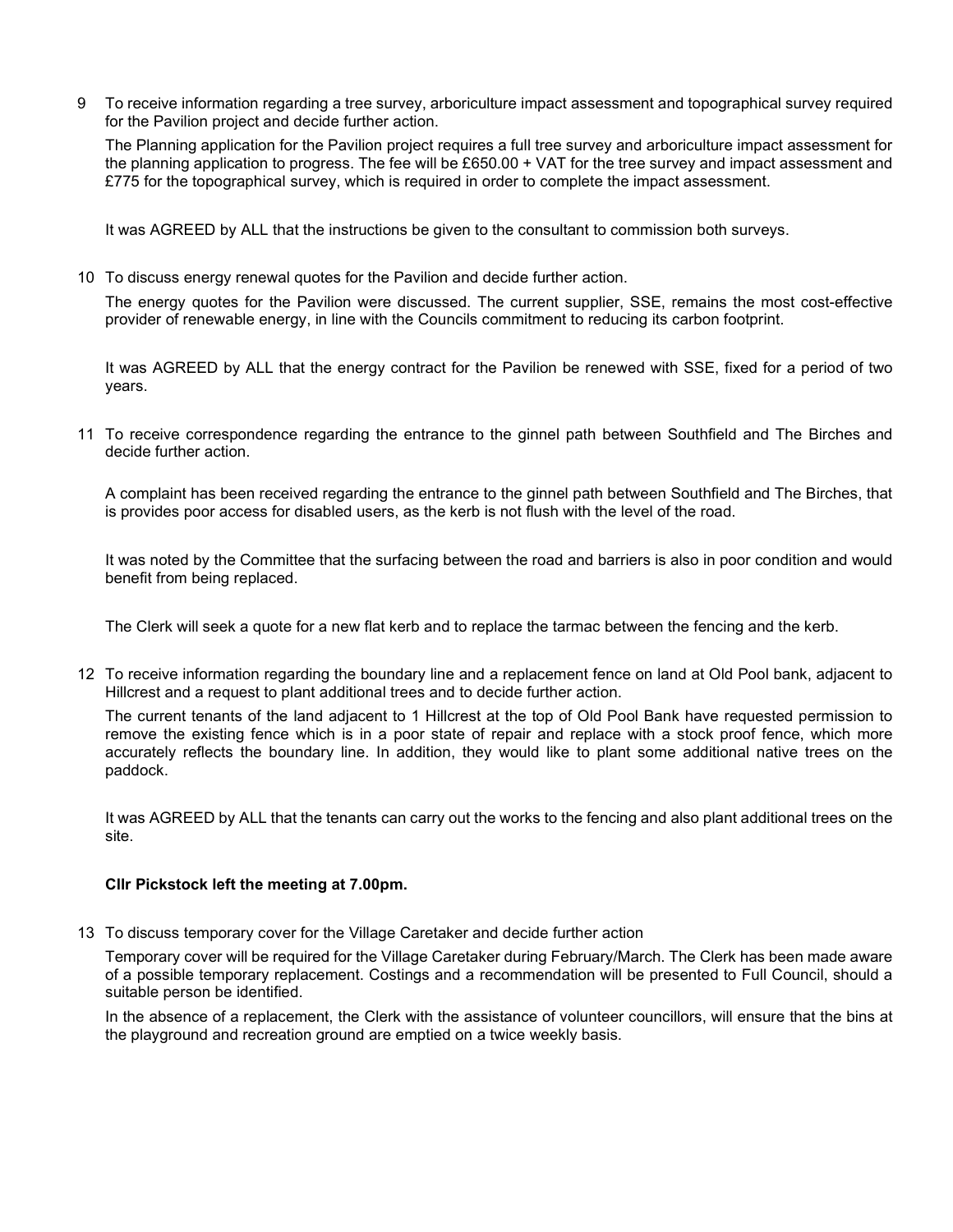9 To receive information regarding a tree survey, arboriculture impact assessment and topographical survey required for the Pavilion project and decide further action.

The Planning application for the Pavilion project requires a full tree survey and arboriculture impact assessment for the planning application to progress. The fee will be £650.00 + VAT for the tree survey and impact assessment and £775 for the topographical survey, which is required in order to complete the impact assessment.

It was AGREED by ALL that the instructions be given to the consultant to commission both surveys.

10 To discuss energy renewal quotes for the Pavilion and decide further action.

The energy quotes for the Pavilion were discussed. The current supplier, SSE, remains the most cost-effective provider of renewable energy, in line with the Councils commitment to reducing its carbon footprint.

It was AGREED by ALL that the energy contract for the Pavilion be renewed with SSE, fixed for a period of two years.

11 To receive correspondence regarding the entrance to the ginnel path between Southfield and The Birches and decide further action.

A complaint has been received regarding the entrance to the ginnel path between Southfield and The Birches, that is provides poor access for disabled users, as the kerb is not flush with the level of the road.

It was noted by the Committee that the surfacing between the road and barriers is also in poor condition and would benefit from being replaced.

The Clerk will seek a quote for a new flat kerb and to replace the tarmac between the fencing and the kerb.

12 To receive information regarding the boundary line and a replacement fence on land at Old Pool bank, adjacent to Hillcrest and a request to plant additional trees and to decide further action.

The current tenants of the land adjacent to 1 Hillcrest at the top of Old Pool Bank have requested permission to remove the existing fence which is in a poor state of repair and replace with a stock proof fence, which more accurately reflects the boundary line. In addition, they would like to plant some additional native trees on the paddock.

It was AGREED by ALL that the tenants can carry out the works to the fencing and also plant additional trees on the site.

**Cllr Pickstock left the meeting at 7.00pm.**

13 To discuss temporary cover for the Village Caretaker and decide further action

Temporary cover will be required for the Village Caretaker during February/March. The Clerk has been made aware of a possible temporary replacement. Costings and a recommendation will be presented to Full Council, should a suitable person be identified.

In the absence of a replacement, the Clerk with the assistance of volunteer councillors, will ensure that the bins at the playground and recreation ground are emptied on a twice weekly basis.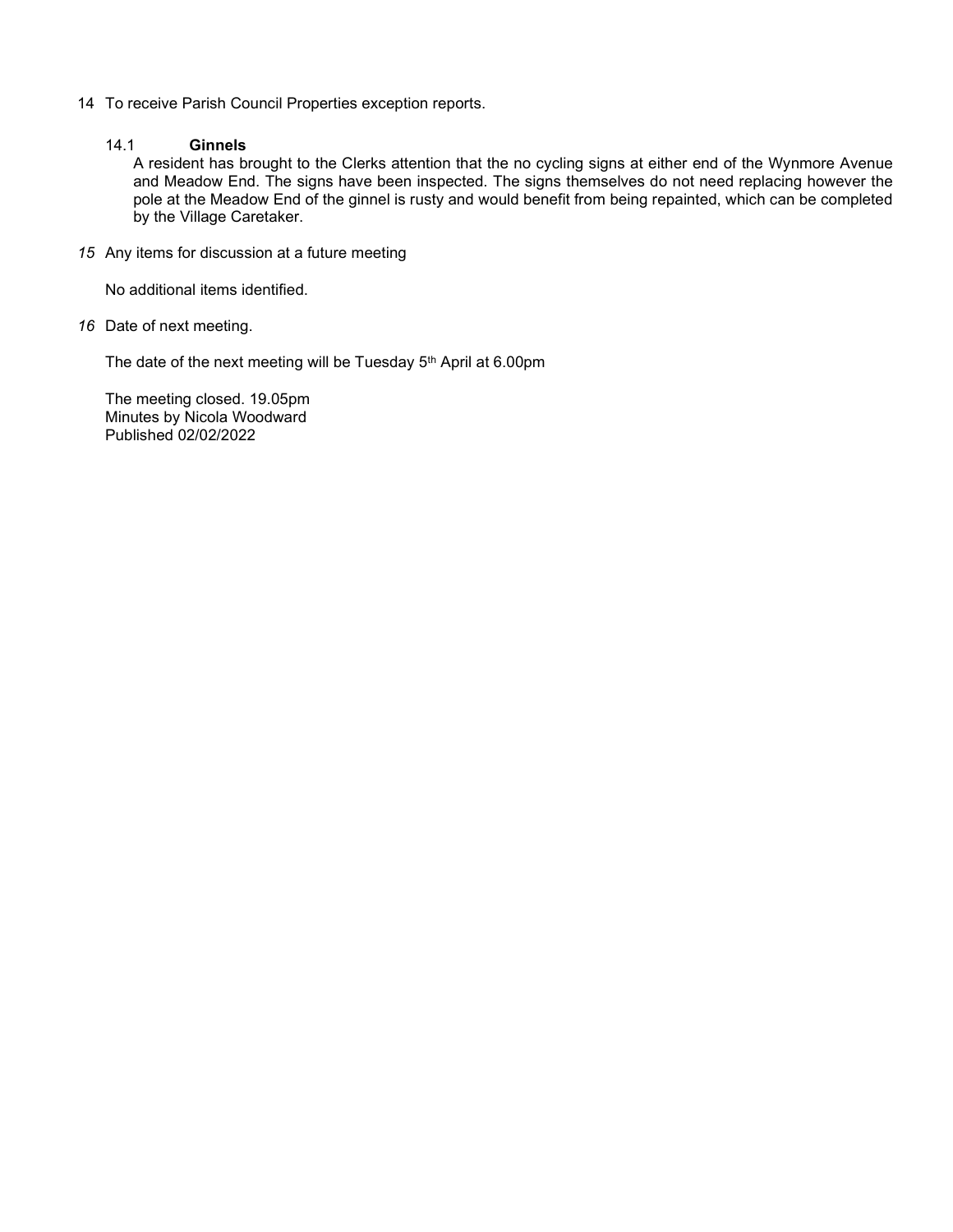14 To receive Parish Council Properties exception reports.

14.1 **Ginnels**

A resident has brought to the Clerks attention that the no cycling signs at either end of the Wynmore Avenue and Meadow End. The signs have been inspected. The signs themselves do not need replacing however the pole at the Meadow End of the ginnel is rusty and would benefit from being repainted, which can be completed by the Village Caretaker.

*15* Any items for discussion at a future meeting

No additional items identified.

*16* Date of next meeting.

The date of the next meeting will be Tuesday 5th April at 6.00pm

The meeting closed. 19.05pm
Minutes by Nicola Woodward
Published 02/02/2022